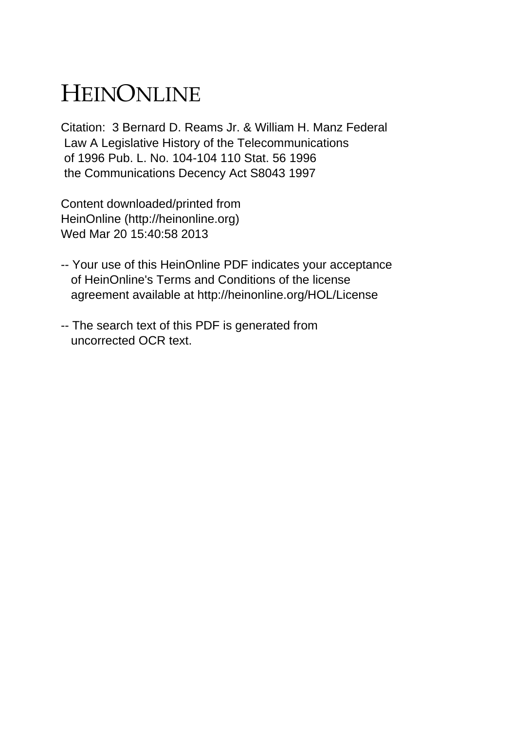# HEINONLINE

Citation: 3 Bernard D. Reams Jr. & William H. Manz Federal Law A Legislative History of the Telecommunications of 1996 Pub. L. No. 104-104 110 Stat. 56 1996 the Communications Decency Act S8043 1997

Content downloaded/printed from HeinOnline (http://heinonline.org) Wed Mar 20 15:40:58 2013

-- Your use of this HeinOnline PDF indicates your acceptance of HeinOnline's Terms and Conditions of the license agreement available at http://heinonline.org/HOL/License

-- The search text of this PDF is generated from uncorrected OCR text.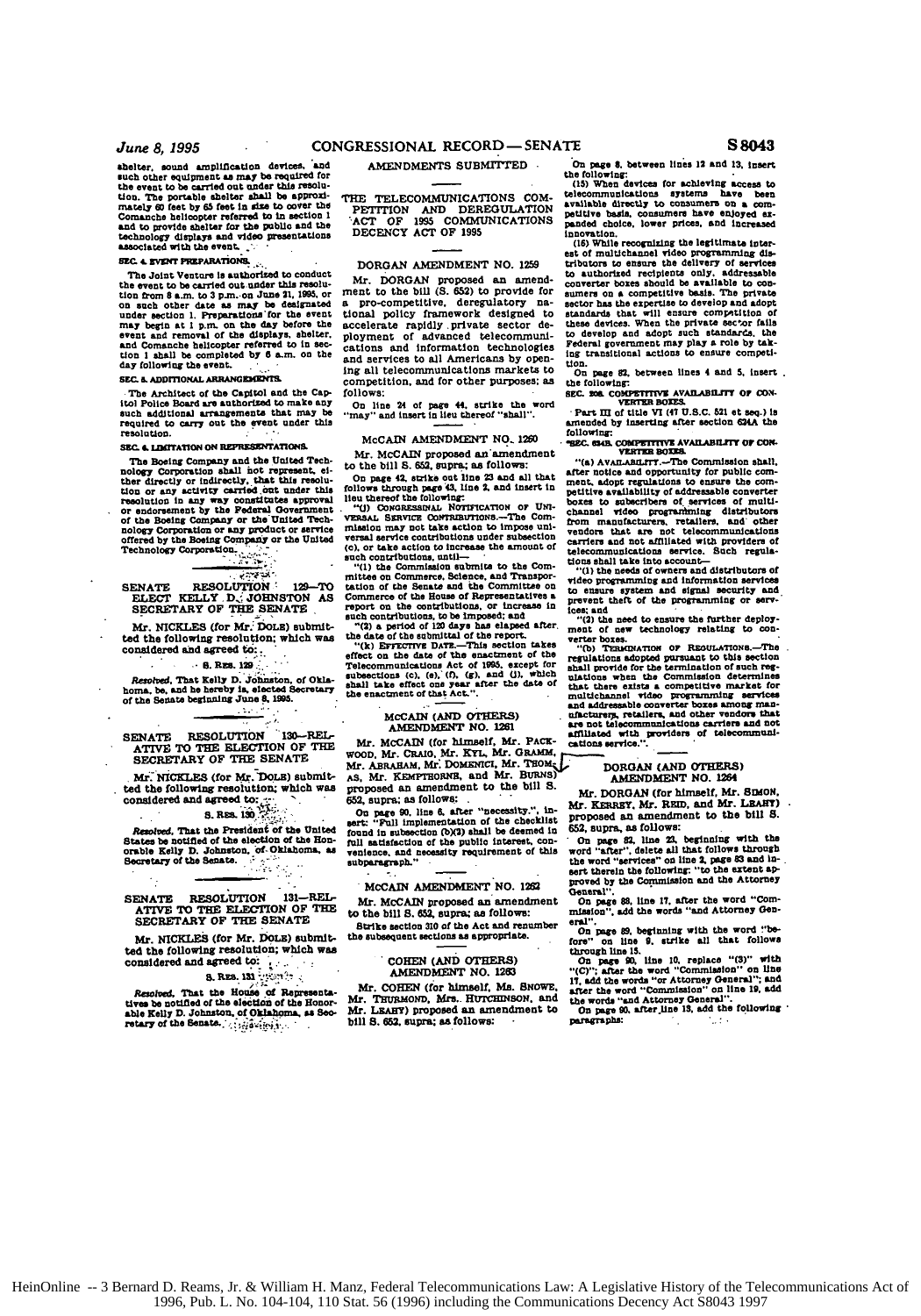shelter, sound amplification devices, and such other equipment as may be required for the event to be carried out under this resolution. The portable shelter shall be approximately 60 feet by 65 feet in size to cover the Comanche helicopter referred to in section 1 and to provide shelter for the public and the technology displays and video presentations associated with the event.

**SEC. 4. EVENT PREPARATIONS.**

The Joint Venture is authorized to conduct the event to be carried out under this resolution from 8 a.m. to 3 p.m. on June 21, 1995, or on such other date as may be designated under section 1. Preparations for the event may begin at 1 p.m. on the day before the event and removal of the displays, shelter, and Comanche helicopter referred to in section 1 shall be completed by 6 a.m. on the day following the event.

**SEC. 5. ADDITIONAL ARRANGEMENTS.**

The Architect of the Capitol and the Capitol Police Board are authorized to make any such additional arrangements that may be required to carry out the event under this resolution.

**SEC. 6. LIMITATION ON REPRESENTATIONS.**

The Boeing Company and the United Technology Corporation shall not represent, either directly or indirectly, that this resolution or any activity carried out under this resolution in any way constitutes approval or endorsement by the Federal Government of the Boeing Company or the United Technology Corporation or any product or service offered by the Boeing Company or the United Technology Corporation.

## SENATE RESOLUTION 129—TO ELECT KELLY D. JOHNSTON AS SECRETARY OF THE SENATE

Mr. NICKLES (for Mr. DOLE) submitted the following resolution; which was considered and agreed to:

S. RES. 129

*Resolved*, That Kelly D. Johnston, of Oklahoma, be, and he hereby is, elected Secretary of the Senate beginning June 8, 1995.

## SENATE RESOLUTION 130—RELATIVE TO THE ELECTION OF THE SECRETARY OF THE SENATE

Mr. NICKLES (for Mr. DOLE) submitted the following resolution; which was considered and agreed to:

S. RES. 130

*Resolved*, That the President of the United States be notified of the election of the Honorable Kelly D. Johnston, of Oklahoma, as Secretary of the Senate.

## SENATE RESOLUTION 131—RELATIVE TO THE ELECTION OF THE SECRETARY OF THE SENATE

Mr. NICKLES (for Mr. DOLE) submitted the following resolution; which was considered and agreed to:

S. RES. 131

*Resolved*, That the House of Representatives be notified of the election of the Honorable Kelly D. Johnston, of Oklahoma, as Secretary of the Senate.

## AMENDMENTS SUBMITTED

## THE TELECOMMUNICATIONS COMPETITION AND DEREGULATION ACT OF 1995 COMMUNICATIONS DECENCY ACT OF 1995

### DORGAN AMENDMENT NO. 1259

Mr. DORGAN proposed an amendment to the bill (S. 652) to provide for a pro-competitive, deregulatory national policy framework designed to accelerate rapidly private sector deployment of advanced telecommunications and information technologies and services to all Americans by opening all telecommunications markets to competition, and for other purposes; as follows:

On line 24 of page 44, strike the word "may" and insert in lieu thereof "shall".

### McCAIN AMENDMENT NO. 1260

Mr. McCAIN proposed an amendment to the bill S. 652, supra; as follows:

On page 42, strike out line 23 and all that follows through page 43, line 2, and insert in lieu thereof the following:

"(j) CONGRESSIONAL NOTIFICATION OF UNIVERSAL SERVICE CONTRIBUTIONS.—The Commission may not take action to impose universal service contributions under subsection (c), or take action to increase the amount of such contributions, until—

"(1) the Commission submits to the Committee on Commerce, Science, and Transportation of the Senate and the Committee on Commerce of the House of Representatives a report on the contributions, or increase in such contributions, to be imposed; and

"(2) a period of 120 days has elapsed after the date of the submittal of the report.

"(k) EFFECTIVE DATE.—This section takes effect on the date of the enactment of the Telecommunications Act of 1995, except for subsections (c), (e), (f), (g), and (j), which shall take effect one year after the date of the enactment of that Act.".

### McCAIN (AND OTHERS) AMENDMENT NO. 1261

Mr. McCAIN (for himself, Mr. PACKWOOD, Mr. CRAIG, Mr. KYL, Mr. GRAMM, Mr. ABRAHAM, Mr. DOMENICI, Mr. THOMAS, Mr. KEMPTHORNE, and Mr. BURNS) proposed an amendment to the bill S. 652, supra; as follows:

On page 90, line 6, after "necessity.", insert: "Full implementation of the checklist found in subsection (b)(2) shall be deemed in full satisfaction of the public interest, convenience, and necessity requirement of this subparagraph."

### McCAIN AMENDMENT NO. 1262

Mr. McCAIN proposed an amendment to the bill S. 652, supra; as follows:

Strike section 310 of the Act and renumber the subsequent sections as appropriate.

### COHEN (AND OTHERS) AMENDMENT NO. 1263

Mr. COHEN (for himself, Ms. SNOWE, Mr. THURMOND, Mrs. HUTCHINSON, and Mr. LEAHY) proposed an amendment to the bill S. 652, supra; as follows:

On page 8, between lines 12 and 13, insert the following:

(15) When devices for achieving access to telecommunications systems have been available directly to consumers on a competitive basis, consumers have enjoyed expanded choice, lower prices, and increased innovation.

(16) While recognizing the legitimate interest of multichannel video programming distributors to ensure the delivery of services to authorized recipients only, addressable converter boxes should be available to consumers on a competitive basis. The private sector has the expertise to develop and adopt standards that will ensure competition of these devices. When the private sector fails to develop and adopt such standards, the Federal government may play a role by taking transitional actions to ensure competition.

On page 82, between lines 4 and 5, insert the following:

**SEC. 208. COMPETITIVE AVAILABILITY OF CONVERTER BOXES.**

Part III of title VI (47 U.S.C. 521 et seq.) is amended by inserting after section 624A the following:

**"SEC. 624B. COMPETITIVE AVAILABILITY OF CONVERTER BOXES.**

"(a) AVAILABILITY.—The Commission shall, after notice and opportunity for public comment, adopt regulations to ensure the competitive availability of addressable converter boxes to subscribers of services of multichannel video programming distributors from manufacturers, retailers, and other vendors that are not telecommunications carriers and not affiliated with providers of telecommunications service. Such regulations shall take into account—

"(1) the needs of owners and distributors of video programming and information services to ensure system and signal security and prevent theft of the programming or services; and

"(2) the need to ensure the further deployment of new technology relating to converter boxes.

"(b) TERMINATION OF REGULATIONS.—The regulations adopted pursuant to this section shall provide for the termination of such regulations when the Commission determines that there exists a competitive market for multichannel video programming services and addressable converter boxes among manufacturers, retailers, and other vendors that are not telecommunications carriers and not affiliated with providers of telecommunications service.".

### DORGAN (AND OTHERS) AMENDMENT NO. 1264

Mr. DORGAN (for himself, Mr. SIMON, Mr. KERREY, Mr. REID, and Mr. LEAHY) proposed an amendment to the bill S. 652, supra, as follows:

On page 82, line 23, beginning with the word "after", delete all that follows through the word "services" on line 2, page 83 and insert therein the following: "to the extent approved by the Commission and the Attorney General".

On page 88, line 17, after the word "Commission", add the words "and Attorney General".

On page 89, beginning with the word "before" on line 9, strike all that follows through line 15.

On page 90, line 10, replace "(3)" with "(C)"; after the word "Commission" on line 17, add the words "or Attorney General"; and after the word "Commission" on line 19, add the words "and Attorney General".

On page 90, after line 18, add the following paragraphs: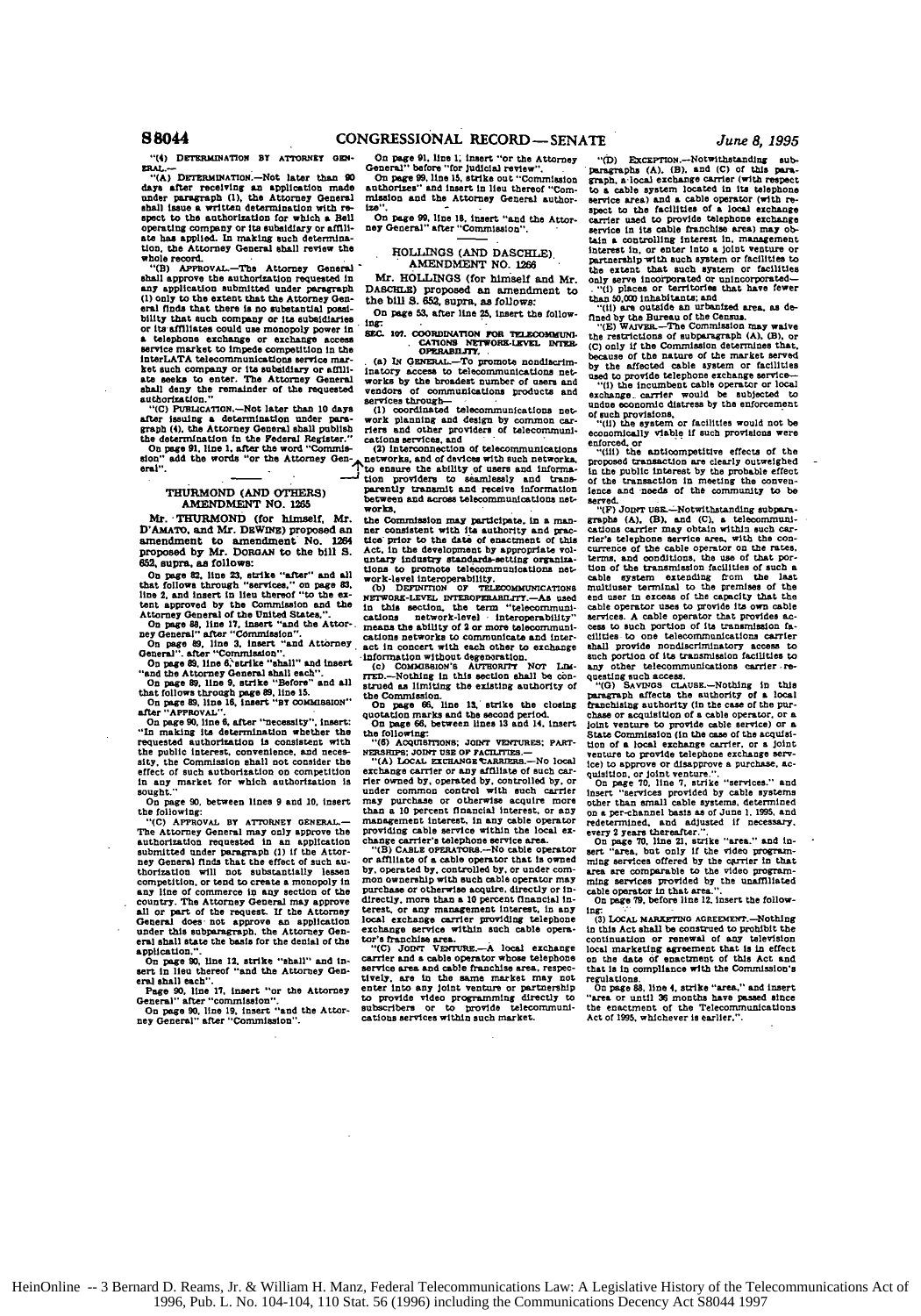"(4) DETERMINATION BY ATTORNEY GENERAL.—

"(A) DETERMINATION.—Not later than 90 days after receiving an application made under paragraph (1), the Attorney General shall issue a written determination with respect to the authorization for which a Bell operating company or its subsidiary or affiliate has applied. In making such determination, the Attorney General shall review the whole record.

"(B) APPROVAL.—The Attorney General shall approve the authorization requested in any application submitted under paragraph (1) only to the extent that the Attorney General finds that there is no substantial possibility that such company or its subsidiaries or its affiliates could use monopoly power in a telephone exchange or exchange access service market to impede competition in the interLATA telecommunications service market such company or its subsidary or affiliate seeks to enter. The Attorney General shall deny the remainder of the requested authorization."

"(C) PUBLICATION.—Not later than 10 days after issuing a determination under paragraph (4), the Attorney General shall publish the determination in the Federal Register."

On page 91, line 1, after the word "Commission" add the words "or the Attorney General".

## THURMOND (AND OTHERS) AMENDMENT NO. 1265

Mr. THURMOND (for himself, Mr. D'AMATO, and Mr. DEWINE) proposed an amendment to amendment No. 1264 proposed by Mr. DORGAN to the bill S. 652, supra, as follows:

On page 82, line 23, strike "after" and all that follows through "services," on page 83, line 2, and insert in lieu thereof "to the extent approved by the Commission and the Attorney General of the United States,".

On page 88, line 17, insert "and the Attorney General" after "Commission".

On page 89, line 3, insert "and Attorney General". after "Commission".

On page 89, line 6, strike "shall" and insert "and the Attorney General shall each".

On page 89, line 9, strike "Before" and all that follows through page 89, line 15.

On page 89, line 16, insert "BY COMMISSION" after "APPROVAL".

On page 90, line 6, after "necessity", insert: "In making its determination whether the requested authorization is consistent with the public interest, convenience, and necessity, the Commission shall not consider the effect of such authorization on competition in any market for which authorization is sought."

On page 90, between lines 9 and 10, insert the following:

"(C) APPROVAL BY ATTORNEY GENERAL.—The Attorney General may only approve the authorization requested in an application submitted under paragraph (1) if the Attorney General finds that the effect of such authorization will not substantially lessen competition, or tend to create a monopoly in any line of commerce in any section of the country. The Attorney General may approve all or part of the request. If the Attorney General does not approve an application under this subparagraph, the Attorney General shall state the basis for the denial of the application.".

On page 90, line 12, strike "shall" and insert in lieu thereof "and the Attorney General shall each".

Page 90, line 17, insert "or the Attorney General" after "commission".

On page 90, line 19, insert "and the Attorney General" after "Commission".

On page 91, line 1, insert "or the Attorney General" before "for judicial review".

On page 99, line 15, strike out "Commission authorizes" and insert in lieu thereof "Commission and the Attorney General authorize".

On page 99, line 18, insert "and the Attorney General" after "Commission".

## HOLLINGS (AND DASCHLE) AMENDMENT NO. 1266

Mr. HOLLINGS (for himself and Mr. DASCHLE) proposed an amendment to the bill S. 652, supra, as follows:

On page 53, after line 25, insert the following:

SEC. 107. COORDINATION FOR TELECOMMUNICATIONS NETWORK-LEVEL INTEROPERABILITY.

(a) IN GENERAL.—To promote nondiscriminatory access to telecommunications networks by the broadest number of users and vendors of communications products and services through—

(1) coordinated telecommunications network planning and design by common carriers and other providers of telecommunications services, and

(2) interconnection of telecommunications networks, and of devices with such networks, to ensure the ability of users and information providers to seamlessly and transparently transmit and receive information between and across telecommunications networks,

the Commission may participate, in a manner consistent with its authority and practice prior to the date of enactment of this Act, in the development by appropriate voluntary industry standards-setting organizations to promote telecommunications network-level interoperability.

(b) DEFINITION OF TELECOMMUNICATIONS NETWORK-LEVEL INTEROPERABILITY.—As used in this section, the term "telecommunications network-level interoperability" means the ability of 2 or more telecommunications networks to communicate and interact in concert with each other to exchange information without degeneration.

(c) COMMISSION'S AUTHORITY NOT LIMITED.—Nothing in this section shall be construed as limiting the existing authority of the Commission.

On page 66, line 13, strike the closing quotation marks and the second period.

On page 66, between lines 13 and 14, insert the following:

"(6) ACQUISITIONS; JOINT VENTURES; PARTNERSHIPS; JOINT USE OF FACILITIES.—

"(A) LOCAL EXCHANGE CARRIERS.—No local exchange carrier or any affiliate of such carrier owned by, operated by, controlled by, or under common control with such carrier may purchase or otherwise acquire more than a 10 percent financial interest, or any management interest, in any cable operator providing cable service within the local exchange carrier's telephone service area.

"(B) CABLE OPERATORS.—No cable operator or affiliate of a cable operator that is owned by, operated by, controlled by, or under common ownership with such cable operator may purchase or otherwise acquire, directly or indirectly, more than a 10 percent financial interest, or any management interest, in any local exchange carrier providing telephone exchange service within such cable operator's franchise area.

"(C) JOINT VENTURE.—A local exchange carrier and a cable operator whose telephone service area and cable franchise area, respectively, are in the same market may not enter into any joint venture or partnership to provide video programming directly to subscribers or to provide telecommunications services within such market.

"(D) EXCEPTION.—Notwithstanding subparagraphs (A), (B), and (C) of this paragraph, a local exchange carrier (with respect to a cable system located in its telephone service area) and a cable operator (with respect to the facilities of a local exchange carrier used to provide telephone exchange service in its cable franchise area) may obtain a controlling interest in, management interest in, or enter into a joint venture or partnership with such system or facilities to the extent that such system or facilities only serve incorporated or unincorporated—

"(i) places or territories that have fewer than 50,000 inhabitants; and

"(ii) are outside an urbanized area, as defined by the Bureau of the Census.

"(E) WAIVER.—The Commission may waive the restrictions of subparagraph (A), (B), or (C) only if the Commission determines that, because of the nature of the market served by the affected cable system or facilities used to provide telephone exchange service—

"(i) the incumbent cable operator or local exchange carrier would be subjected to undue economic distress by the enforcement of such provisions,

"(ii) the system or facilities would not be economically viable if such provisions were enforced, or

"(iii) the anticompetitive effects of the proposed transaction are clearly outweighed in the public interest by the probable effect of the transaction in meeting the convenience and needs of the community to be served.

"(F) JOINT USE.—Notwithstanding subparagraphs (A), (B), and (C), a telecommunications carrier may obtain within such carrier's telephone service area, with the concurrence of the cable operator on the rates, terms, and conditions, the use of that portion of the transmission facilities of such a cable system extending from the last multiuser terminal to the premises of the end user in excess of the capacity that the cable operator uses to provide its own cable services. A cable operator that provides access to such portion of its transmission facilities to one telecommunications carrier shall provide nondiscriminatory access to such portion of its transmission facilities to any other telecommunications carrier requesting such access.

"(G) SAVINGS CLAUSE.—Nothing in this paragraph affects the authority of a local franchising authority (in the case of the purchase or acquisition of a cable operator, or a joint venture to provide cable service) or a State Commission (in the case of the acquisition of a local exchange carrier, or a joint venture to provide telephone exchange service) to approve or disapprove a purchase, acquisition, or joint venture.".

On page 70, line 7, strike "services." and insert "services provided by cable systems other than small cable systems, determined on a per-channel basis as of June 1, 1995, and redetermined, and adjusted if necessary, every 2 years thereafter.".

On page 70, line 21, strike "area." and insert "area, but only if the video programming services offered by the carrier in that area are comparable to the video programming services provided by the unaffiliated cable operator in that area.".

On page 79, before line 12, insert the following:

(3) LOCAL MARKETING AGREEMENT.—Nothing in this Act shall be construed to prohibit the continuation or renewal of any television local marketing agreement that is in effect on the date of enactment of this Act and that is in compliance with the Commission's regulations.

On page 88, line 4, strike "area," and insert "area or until 36 months have passed since the enactment of the Telecommunications Act of 1995, whichever is earlier,".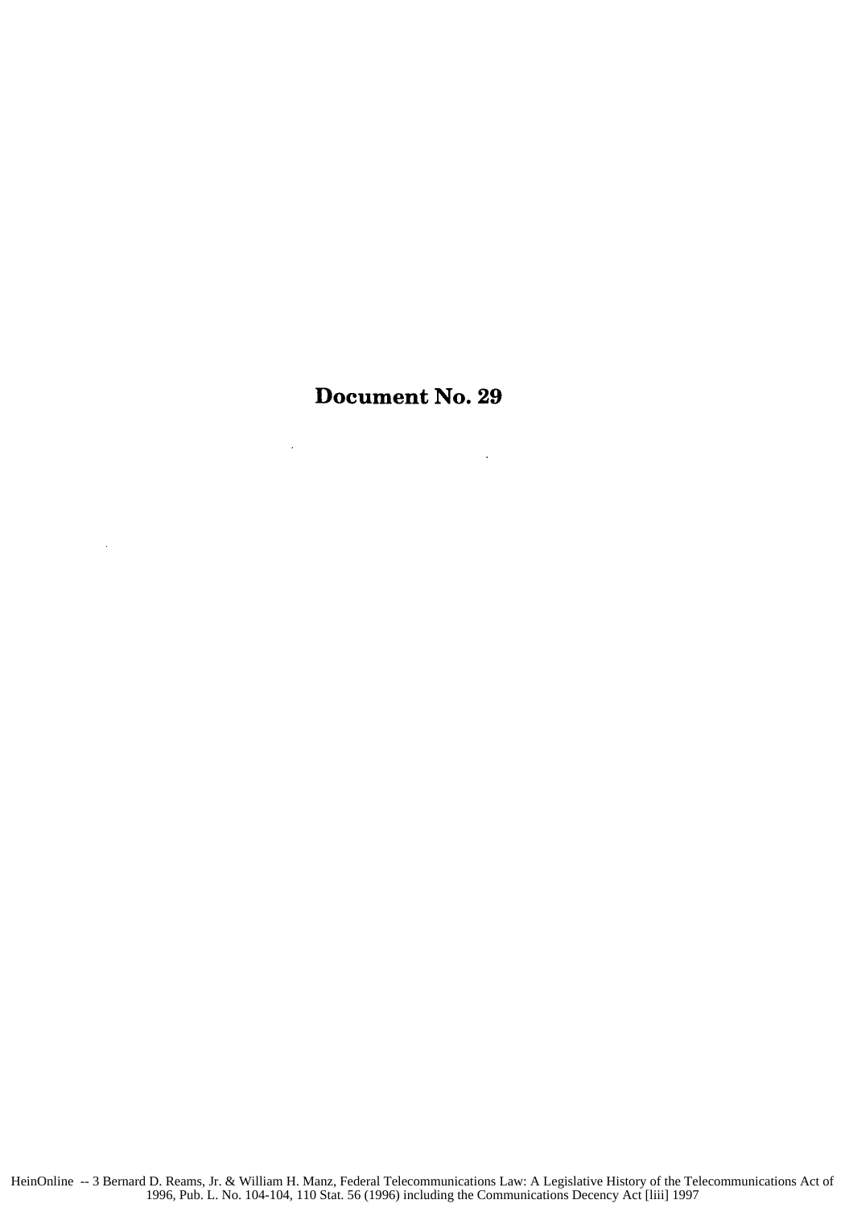# Document No. 29